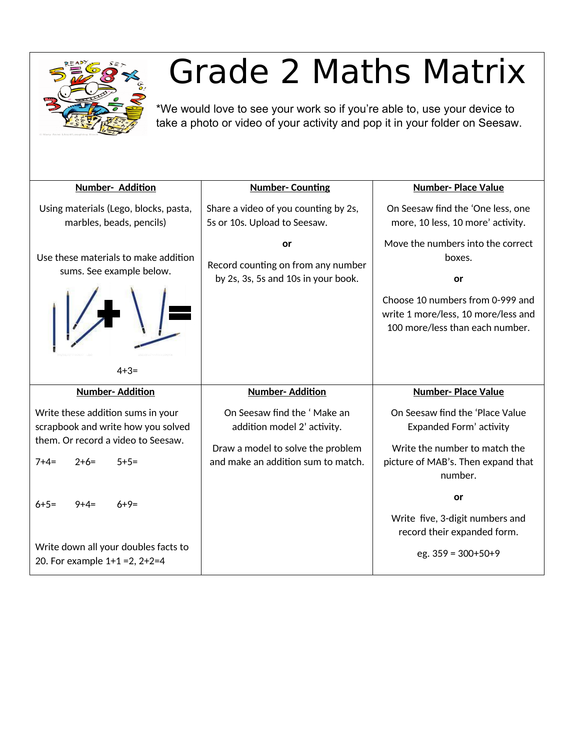# Grade 2 Maths Matrix

*We would love to see your work so if you're able to, use your device to take a photo or video of your activity and pop it in your folder on Seesaw.

| **Number- Addition** | **Number- Counting** | **Number- Place Value** |
|---|---|---|
| Using materials (Lego, blocks, pasta, marbles, beads, pencils)<br><br>Use these materials to make addition sums. See example below.<br><br>4+3= | Share a video of you counting by 2s, 5s or 10s. Upload to Seesaw.<br><br>**or**<br><br>Record counting on from any number by 2s, 3s, 5s and 10s in your book. | On Seesaw find the 'One less, one more, 10 less, 10 more' activity.<br><br>Move the numbers into the correct boxes.<br><br>**or**<br><br>Choose 10 numbers from 0-999 and write 1 more/less, 10 more/less and 100 more/less than each number. |
| **Number- Addition** | **Number- Addition** | **Number- Place Value** |
| Write these addition sums in your scrapbook and write how you solved them. Or record a video to Seesaw.<br><br>7+4= 2+6= 5+5=<br><br>6+5= 9+4= 6+9=<br><br>Write down all your doubles facts to 20. For example 1+1 =2, 2+2=4 | On Seesaw find the ' Make an addition model 2' activity.<br><br>Draw a model to solve the problem and make an addition sum to match. | On Seesaw find the 'Place Value Expanded Form' activity<br><br>Write the number to match the picture of MAB's. Then expand that number.<br><br>**or**<br><br>Write five, 3-digit numbers and record their expanded form.<br><br>eg. 359 = 300+50+9 |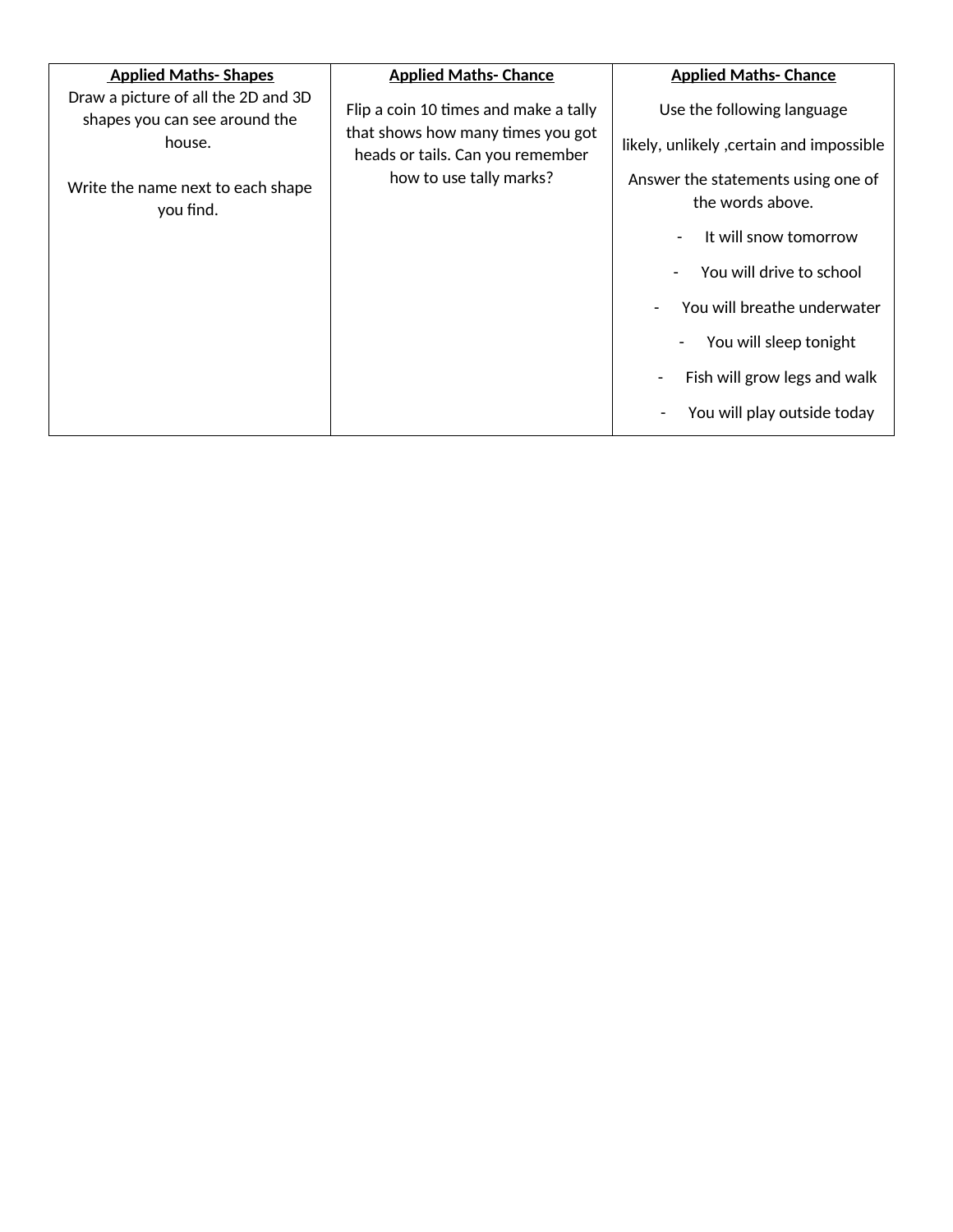| | | |
|---|---|---|
| **Applied Maths- Shapes**<br>Draw a picture of all the 2D and 3D shapes you can see around the house.<br><br>Write the name next to each shape you find. | **Applied Maths- Chance**<br>Flip a coin 10 times and make a tally that shows how many times you got heads or tails. Can you remember how to use tally marks? | **Applied Maths- Chance**<br>Use the following language<br>likely, unlikely ,certain and impossible<br>Answer the statements using one of the words above.<br>- It will snow tomorrow<br>- You will drive to school<br>- You will breathe underwater<br>- You will sleep tonight<br>- Fish will grow legs and walk<br>- You will play outside today |